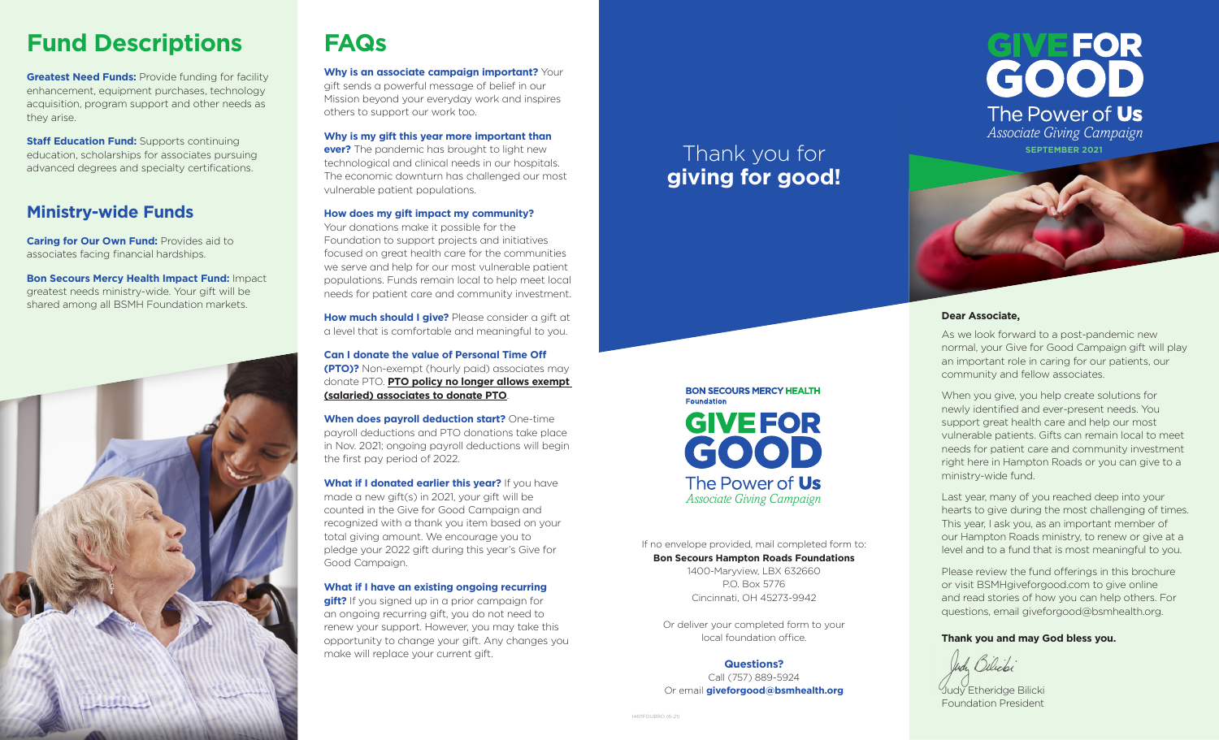# Fund Descriptions

**Greatest Need Funds:** Provide funding for facility enhancement, equipment purchases, technology acquisition, program support and other needs as they arise.

**Staff Education Fund:** Supports continuing education, scholarships for associates pursuing advanced degrees and specialty certifications.

## Ministry-wide Funds

**Caring for Our Own Fund:** Provides aid to associates facing financial hardships.

**Bon Secours Mercy Health Impact Fund:** Impact greatest needs ministry-wide. Your gift will be shared among all BSMH Foundation markets.

# FAQs

**Why is an associate campaign important?** Your gift sends a powerful message of belief in our Mission beyond your everyday work and inspires others to support our work too.

**Why is my gift this year more important than ever?** The pandemic has brought to light new technological and clinical needs in our hospitals. The economic downturn has challenged our most vulnerable patient populations.

**How does my gift impact my community?** Your donations make it possible for the Foundation to support projects and initiatives focused on great health care for the communities we serve and help for our most vulnerable patient populations. Funds remain local to help meet local needs for patient care and community investment.

**How much should I give?** Please consider a gift at a level that is comfortable and meaningful to you.

**Can I donate the value of Personal Time Off (PTO)?** Non-exempt (hourly paid) associates may donate PTO. **PTO policy no longer allows exempt (salaried) associates to donate PTO**.

**When does payroll deduction start?** One-time payroll deductions and PTO donations take place in Nov. 2021; ongoing payroll deductions will begin the first pay period of 2022.

**What if I donated earlier this year?** If you have made a new gift(s) in 2021, your gift will be counted in the Give for Good Campaign and recognized with a thank you item based on your total giving amount. We encourage you to pledge your 2022 gift during this year's Give for Good Campaign.

**What if I have an existing ongoing recurring gift?** If you signed up in a prior campaign for an ongoing recurring gift, you do not need to renew your support. However, you may take this opportunity to change your gift. Any changes you make will replace your current gift.

Thank you for
**giving for good!**

**BON SECOURS MERCY HEALTH Foundation**

**GIVE FOR GOOD**
The Power of **Us**
*Associate Giving Campaign*

If no envelope provided, mail completed form to:
**Bon Secours Hampton Roads Foundations**
1400-Maryview, LBX 632660
P.O. Box 5776
Cincinnati, OH 45273-9942

Or deliver your completed form to your local foundation office.

**Questions?**
Call (757) 889-5924
Or email **giveforgood@bsmhealth.org**

1481FOUBRO (6-21)

# GIVE FOR GOOD
The Power of **Us**
*Associate Giving Campaign*
**SEPTEMBER 2021**

**Dear Associate,**

As we look forward to a post-pandemic new normal, your Give for Good Campaign gift will play an important role in caring for our patients, our community and fellow associates.

When you give, you help create solutions for newly identified and ever-present needs. You support great health care and help our most vulnerable patients. Gifts can remain local to meet needs for patient care and community investment right here in Hampton Roads or you can give to a ministry-wide fund.

Last year, many of you reached deep into your hearts to give during the most challenging of times. This year, I ask you, as an important member of our Hampton Roads ministry, to renew or give at a level and to a fund that is most meaningful to you.

Please review the fund offerings in this brochure or visit BSMHgiveforgood.com to give online and read stories of how you can help others. For questions, email giveforgood@bsmhealth.org.

**Thank you and may God bless you.**

Judy Etheridge Bilicki
Foundation President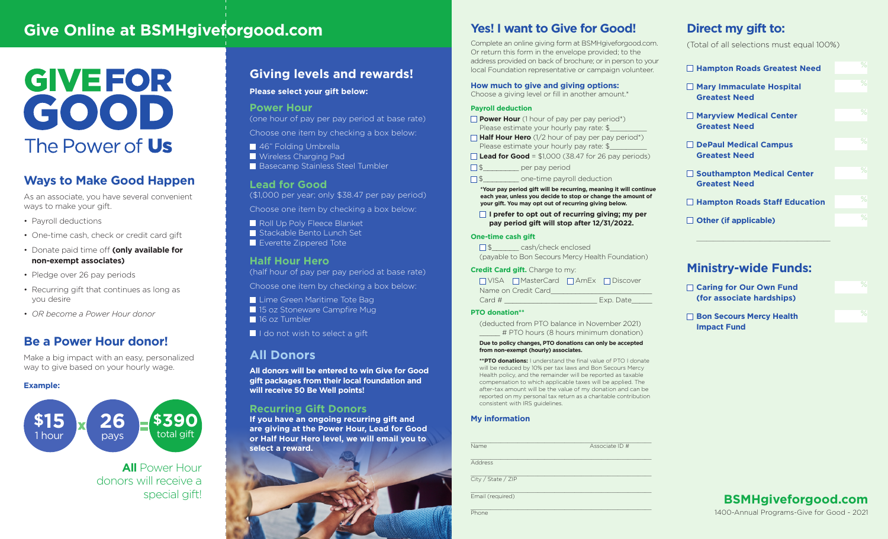## Give Online at BSMHgiveforgood.com

# GIVE FOR GOOD

The Power of **Us**

## Ways to Make Good Happen

As an associate, you have several convenient ways to make your gift.

- Payroll deductions
- One-time cash, check or credit card gift
- Donate paid time off **(only available for non-exempt associates)**
- Pledge over 26 pay periods
- Recurring gift that continues as long as you desire
- *OR become a Power Hour donor*

## Be a Power Hour donor!

Make a big impact with an easy, personalized way to give based on your hourly wage.

**Example:**

**$15** 1 hour x **26** pays = **$390** total gift

**All** Power Hour donors will receive a special gift!

## Giving levels and rewards!

**Please select your gift below:**

### Power Hour

(one hour of pay per pay period at base rate)

Choose one item by checking a box below:

- ☐ 46" Folding Umbrella
- ☐ Wireless Charging Pad
- ☐ Basecamp Stainless Steel Tumbler

### Lead for Good

($1,000 per year; only $38.47 per pay period)

Choose one item by checking a box below:

- ☐ Roll Up Poly Fleece Blanket
- ☐ Stackable Bento Lunch Set
- ☐ Everette Zippered Tote

### Half Hour Hero

(half hour of pay per pay period at base rate)

Choose one item by checking a box below:

- ☐ Lime Green Maritime Tote Bag
- ☐ 15 oz Stoneware Campfire Mug
- ☐ 16 oz Tumbler

- ☐ I do not wish to select a gift

## All Donors

**All donors will be entered to win Give for Good gift packages from their local foundation and will receive 50 Be Well points!**

### Recurring Gift Donors

**If you have an ongoing recurring gift and are giving at the Power Hour, Lead for Good or Half Hour Hero level, we will email you to select a reward.**

## Yes! I want to Give for Good!

Complete an online giving form at BSMHgiveforgood.com. Or return this form in the envelope provided; to the address provided on back of brochure; or in person to your local Foundation representative or campaign volunteer.

**How much to give and giving options:**
Choose a giving level or fill in another amount.*

**Payroll deduction**

- ☐ **Power Hour** (1 hour of pay per pay period*) Please estimate your hourly pay rate: $__________
- ☐ **Half Hour Hero** (1/2 hour of pay per pay period*) Please estimate your hourly pay rate: $__________
- ☐ **Lead for Good** = $1,000 (38.47 for 26 pay periods)
- ☐ $__________ per pay period
- ☐ $__________ one-time payroll deduction

***Your pay period gift will be recurring, meaning it will continue each year, unless you decide to stop or change the amount of your gift. You may opt out of recurring giving below.**

- ☐ **I prefer to opt out of recurring giving; my per pay period gift will stop after 12/31/2022.**

**One-time cash gift**

- ☐ $_______ cash/check enclosed (payable to Bon Secours Mercy Health Foundation)

**Credit Card gift.** Charge to my:

☐ VISA ☐ MasterCard ☐ AmEx ☐ Discover

Name on Credit Card__________________________

Card # ______________________ Exp. Date______

**PTO donation****

(deducted from PTO balance in November 2021)
______ # PTO hours (8 hours minimum donation)

**Due to policy changes, PTO donations can only be accepted from non-exempt (hourly) associates.**

****PTO donations:** I understand the final value of PTO I donate will be reduced by 10% per tax laws and Bon Secours Mercy Health policy, and the remainder will be reported as taxable compensation to which applicable taxes will be applied. The after-tax amount will be the value of my donation and can be reported on my personal tax return as a charitable contribution consistent with IRS guidelines.

**My information**

Name ______________________ Associate ID # ______________________

Address ______________________

City / State / ZIP ______________________

Email (required) ______________________

Phone ______________________

## Direct my gift to:

(Total of all selections must equal 100%)

- ☐ **Hampton Roads Greatest Need** ____%
- ☐ **Mary Immaculate Hospital Greatest Need** ____%
- ☐ **Maryview Medical Center Greatest Need** ____%
- ☐ **DePaul Medical Campus Greatest Need** ____%
- ☐ **Southampton Medical Center Greatest Need** ____%
- ☐ **Hampton Roads Staff Education** ____%
- ☐ **Other (if applicable)** ____%

______________________________

## Ministry-wide Funds:

- ☐ **Caring for Our Own Fund (for associate hardships)** ____%
- ☐ **Bon Secours Mercy Health Impact Fund** ____%

**BSMHgiveforgood.com**

1400-Annual Programs-Give for Good - 2021